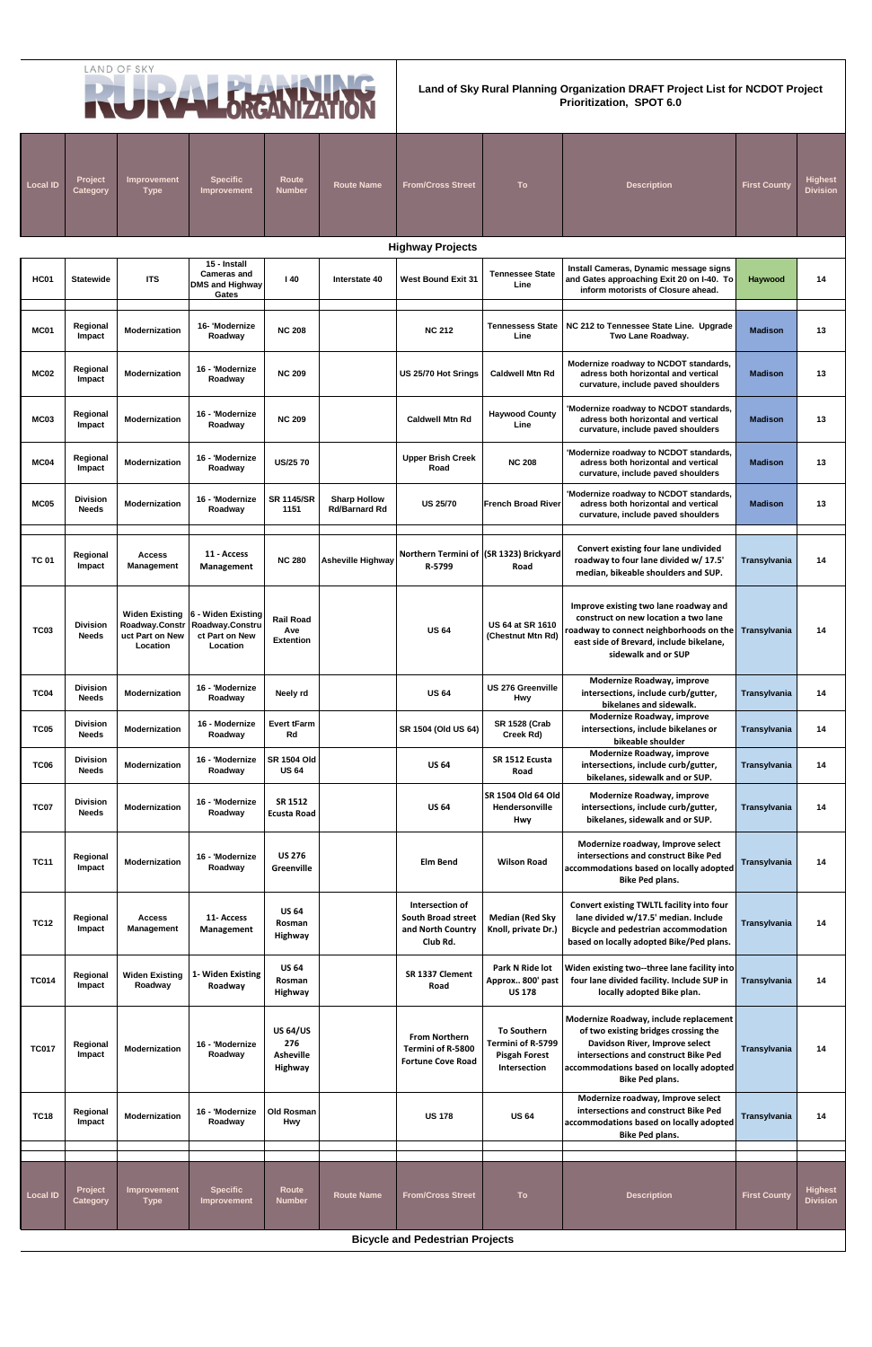LAND OF SKY RURAL PLANNING ORGANIZATION

# Land of Sky Rural Planning Organization DRAFT Project List for NCDOT Project Prioritization, SPOT 6.0

| Local ID | Project Category | Improvement Type | Specific Improvement | Route Number | Route Name | From/Cross Street | To | Description | First County | Highest Division |
|---|---|---|---|---|---|---|---|---|---|---|
| **Highway Projects** | | | | | | | | | | |
| HC01 | Statewide | ITS | 15 - Install Cameras and DMS and Highway Gates | I 40 | Interstate 40 | West Bound Exit 31 | Tennessee State Line | Install Cameras, Dynamic message signs and Gates approaching Exit 20 on I-40. To inform motorists of Closure ahead. | Haywood | 14 |
| | | | | | | | | | | |
| MC01 | Regional Impact | Modernization | 16- 'Modernize Roadway | NC 208 | | NC 212 | Tennessess State Line | NC 212 to Tennesee State Line. Upgrade Two Lane Roadway. | Madison | 13 |
| MC02 | Regional Impact | Modernization | 16 - 'Modernize Roadway | NC 209 | | US 25/70 Hot Srings | Caldwell Mtn Rd | Modernize roadway to NCDOT standards, adress both horizontal and vertical curvature, include paved shoulders | Madison | 13 |
| MC03 | Regional Impact | Modernization | 16 - 'Modernize Roadway | NC 209 | | Caldwell Mtn Rd | Haywood County Line | 'Modernize roadway to NCDOT standards, adress both horizontal and vertical curvature, include paved shoulders | Madison | 13 |
| MC04 | Regional Impact | Modernization | 16 - 'Modernize Roadway | US/25 70 | | Upper Brish Creek Road | NC 208 | 'Modernize roadway to NCDOT standards, adress both horizontal and vertical curvature, include paved shoulders | Madison | 13 |
| MC05 | Division Needs | Modernization | 16 - 'Modernize Roadway | SR 1145/SR 1151 | Sharp Hollow Rd/Barnard Rd | US 25/70 | French Broad River | 'Modernize roadway to NCDOT standards, adress both horizontal and vertical curvature, include paved shoulders | Madison | 13 |
| | | | | | | | | | | |
| TC 01 | Regional Impact | Access Management | 11 - Access Management | NC 280 | Asheville Highway | Northern Termini of R-5799 | (SR 1323) Brickyard Road | Convert existing four lane undivided roadway to four lane divided w/ 17.5' median, bikeable shoulders and SUP. | Transylvania | 14 |
| TC03 | Division Needs | Widen Existing Roadway.Construct Part on New Location | 6 - Widen Existing Roadway.Construct Part on New Location | Rail Road Ave Extention | | US 64 | US 64 at SR 1610 (Chestnut Mtn Rd) | Improve existing two lane roadway and construct on new location a two lane roadway to connect neighborhoods on the east side of Brevard, include bikelane, sidewalk and or SUP | Transylvania | 14 |
| TC04 | Division Needs | Modernization | 16 - 'Modernize Roadway | Neely rd | | US 64 | US 276 Greenville Hwy | Modernize Roadway, improve intersections, include curb/gutter, bikelanes and sidewalk. | Transylvania | 14 |
| TC05 | Division Needs | Modernization | 16 - Modernize Roadway | Evert tFarm Rd | | SR 1504 (Old US 64) | SR 1528 (Crab Creek Rd) | Modernize Roadway, improve intersections, include bikelanes or bikeable shoulder | Transylvania | 14 |
| TC06 | Division Needs | Modernization | 16 - 'Modernize Roadway | SR 1504 Old US 64 | | US 64 | SR 1512 Ecusta Road | Modernize Roadway, improve intersections, include curb/gutter, bikelanes, sidewalk and or SUP. | Transylvania | 14 |
| TC07 | Division Needs | Modernization | 16 - 'Modernize Roadway | SR 1512 Ecusta Road | | US 64 | SR 1504 Old 64 Old Hendersonville Hwy | Modernize Roadway, improve intersections, include curb/gutter, bikelanes, sidewalk and or SUP. | Transylvania | 14 |
| TC11 | Regional Impact | Modernization | 16 - 'Modernize Roadway | US 276 Greenville | | Elm Bend | Wilson Road | Modernize roadway, Improve select intersections and construct Bike Ped accommodations based on locally adopted Bike Ped plans. | Transylvania | 14 |
| TC12 | Regional Impact | Access Management | 11- Access Management | US 64 Rosman Highway | | Intersection of South Broad street and North Country Club Rd. | Median (Red Sky Knoll, private Dr.) | Convert existing TWLTL facility into four lane divided w/17.5' median. Include Bicycle and pedestrian accommodation based on locally adopted Bike/Ped plans. | Transylvania | 14 |
| TC014 | Regional Impact | Widen Existing Roadway | 1- Widen Existing Roadway | US 64 Rosman Highway | | SR 1337 Clement Road | Park N Ride lot Approx.. 800' past US 178 | Widen existing two--three lane facility into four lane divided facility. Include SUP in locally adopted Bike plan. | Transylvania | 14 |
| TC017 | Regional Impact | Modernization | 16 - 'Modernize Roadway | US 64/US 276 Asheville Highway | | From Northern Termini of R-5800 Fortune Cove Road | To Southern Termini of R-5799 Pisgah Forest Intersection | Modernize Roadway, include replacement of two existing bridges crossing the Davidson River, Improve select intersections and construct Bike Ped accommodations based on locally adopted Bike Ped plans. | Transylvania | 14 |
| TC18 | Regional Impact | Modernization | 16 - 'Modernize Roadway | Old Rosman Hwy | | US 178 | US 64 | Modernize roadway, Improve select intersections and construct Bike Ped accommodations based on locally adopted Bike Ped plans. | Transylvania | 14 |

| Local ID | Project Category | Improvement Type | Specific Improvement | Route Number | Route Name | From/Cross Street | To | Description | First County | Highest Division |
|---|---|---|---|---|---|---|---|---|---|---|
| **Bicycle and Pedestrian Projects** | | | | | | | | | | |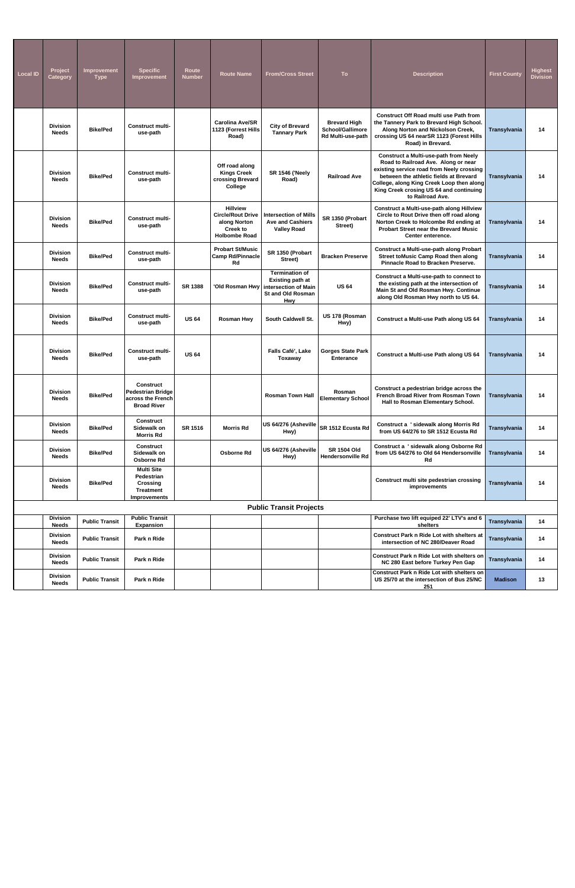| Local ID | Project Category | Improvement Type | Specific Improvement | Route Number | Route Name | From/Cross Street | To | Description | First County | Highest Division |
|---|---|---|---|---|---|---|---|---|---|---|
| | Division Needs | Bike/Ped | Construct multi-use-path | | Carolina Ave/SR 1123 (Forrest Hills Road) | City of Brevard Tannary Park | Brevard High School/Gallimore Rd Multi-use-path | Construct Off Road multi use Path from the Tannery Park to Brevard High School. Along Norton and Nickolson Creek, crossing US 64 nearSR 1123 (Forest Hills Road) in Brevard. | Transylvania | 14 |
| | Division Needs | Bike/Ped | Construct multi-use-path | | Off road along Kings Creek crossing Brevard College | SR 1546 ('Neely Road) | Railroad Ave | Construct a Multi-use-path from Neely Road to Railroad Ave. Along or near existing service road from Neely crossing between the athletic fields at Brevard College, along King Creek Loop then along King Creek crosing US 64 and continuing to Railroad Ave. | Transylvania | 14 |
| | Division Needs | Bike/Ped | Construct multi-use-path | | Hillview Circle/Rout Drive along Norton Creek to Holbombe Road | Intersection of Mills Ave and Cashiers Valley Road | SR 1350 (Probart Street) | Construct a Multi-use-path along Hillview Circle to Rout Drive then off road along Norton Creek to Holcombe Rd ending at Probart Street near the Brevard Music Center enterence. | Transylvania | 14 |
| | Division Needs | Bike/Ped | Construct multi-use-path | | Probart St/Music Camp Rd/Pinnacle Rd | SR 1350 (Probart Street) | Bracken Preserve | Construct a Multi-use-path along Probart Street toMusic Camp Road then along Pinnacle Road to Bracken Preserve. | Transylvania | 14 |
| | Division Needs | Bike/Ped | Construct multi-use-path | SR 1388 | 'Old Rosman Hwy | Termination of Existing path at intersection of Main St and Old Rosman Hwy | US 64 | Construct a Multi-use-path to connect to the existing path at the intersection of Main St and Old Rosman Hwy. Continue along Old Rosman Hwy north to US 64. | Transylvania | 14 |
| | Division Needs | Bike/Ped | Construct multi-use-path | US 64 | Rosman Hwy | South Caldwell St. | US 178 (Rosman Hwy) | Construct a Multi-use Path along US 64 | Transylvania | 14 |
| | Division Needs | Bike/Ped | Construct multi-use-path | US 64 | | Falls Café', Lake Toxaway | Gorges State Park Enterance | Construct a Multi-use Path along US 64 | Transylvania | 14 |
| | Division Needs | Bike/Ped | Construct Pedestrian Bridge across the French Broad River | | | Rosman Town Hall | Rosman Elementary School | Construct a pedestrian bridge across the French Broad River from Rosman Town Hall to Rosman Elementary School. | Transylvania | 14 |
| | Division Needs | Bike/Ped | Construct Sidewalk on Morris Rd | SR 1516 | Morris Rd | US 64/276 (Asheville Hwy) | SR 1512 Ecusta Rd | Construct a ' sidewalk along Morris Rd from US 64/276 to SR 1512 Ecusta Rd | Transylvania | 14 |
| | Division Needs | Bike/Ped | Construct Sidewalk on Osborne Rd | | Osborne Rd | US 64/276 (Asheville Hwy) | SR 1504 Old Hendersonville Rd | Construct a ' sidewalk along Osborne Rd from US 64/276 to Old 64 Hendersonville Rd | Transylvania | 14 |
| | Division Needs | Bike/Ped | Multi Site Pedestrian Crossing Treatment Improvements | | | | | Construct multi site pedestrian crossing improvements | Transylvania | 14 |
| **Public Transit Projects** | | | | | | | | | | |
| | Division Needs | Public Transit | Public Transit Expansion | | | | | Purchase two lift equiped 22' LTV's and 6 shelters | Transylvania | 14 |
| | Division Needs | Public Transit | Park n Ride | | | | | Construct Park n Ride Lot with shelters at intersection of NC 280/Deaver Road | Transylvania | 14 |
| | Division Needs | Public Transit | Park n Ride | | | | | Construct Park n Ride Lot with shelters on NC 280 East before Turkey Pen Gap | Transylvania | 14 |
| | Division Needs | Public Transit | Park n Ride | | | | | Construct Park n Ride Lot with shelters on US 25/70 at the intersection of Bus 25/NC 251 | Madison | 13 |